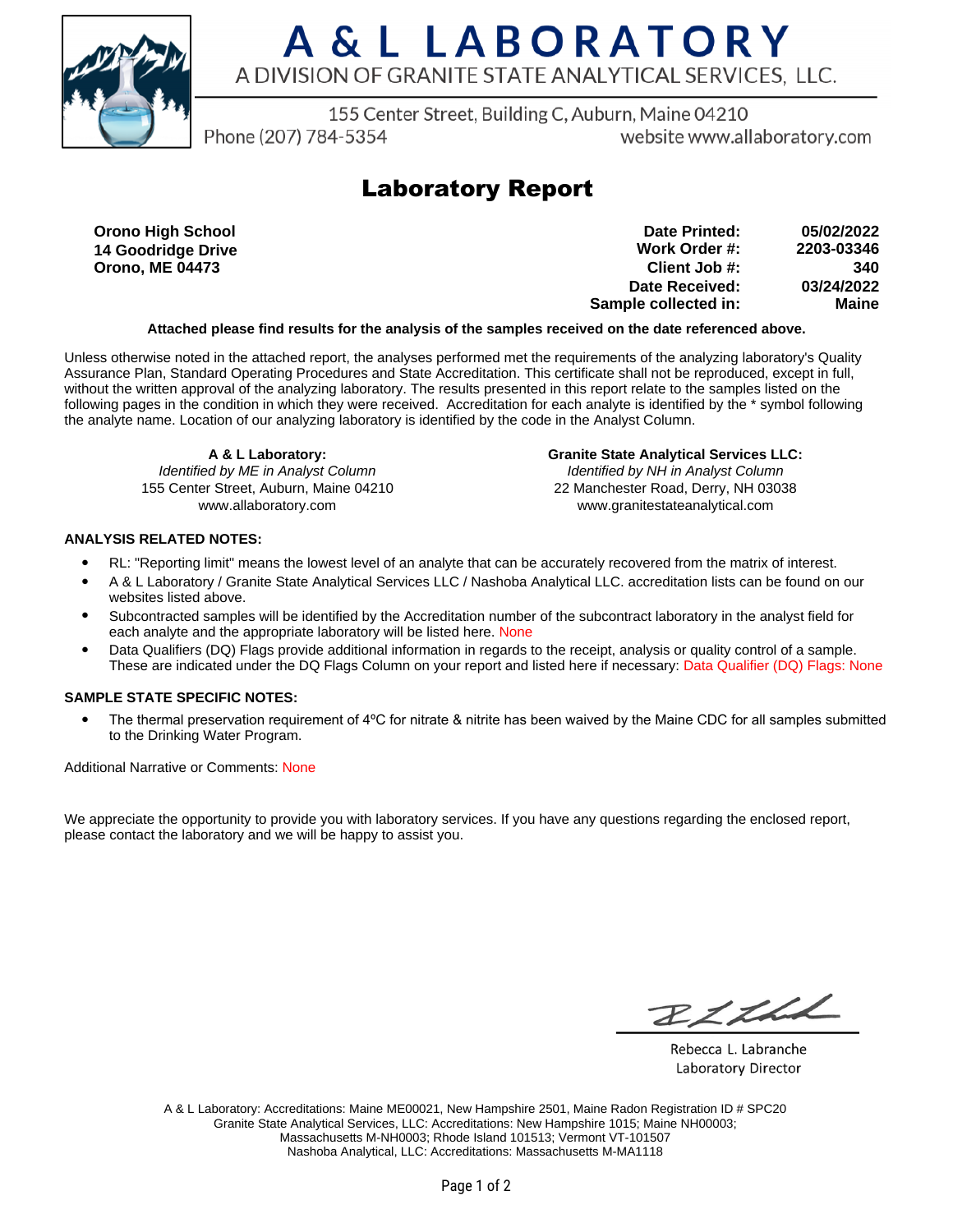# A & L LABORATORY

A DIVISION OF GRANITE STATE ANALYTICAL SERVICES, LLC.

155 Center Street, Building C, Auburn, Maine 04210

Phone (207) 784-5354 website www.allaboratory.com

## Laboratory Report

**Orono High School**
**14 Goodridge Drive**
**Orono, ME 04473**

| | |
|---|---|
| **Date Printed:** | **05/02/2022** |
| **Work Order #:** | **2203-03346** |
| **Client Job #:** | **340** |
| **Date Received:** | **03/24/2022** |
| **Sample collected in:** | **Maine** |

**Attached please find results for the analysis of the samples received on the date referenced above.**

Unless otherwise noted in the attached report, the analyses performed met the requirements of the analyzing laboratory's Quality Assurance Plan, Standard Operating Procedures and State Accreditation. This certificate shall not be reproduced, except in full, without the written approval of the analyzing laboratory. The results presented in this report relate to the samples listed on the following pages in the condition in which they were received. Accreditation for each analyte is identified by the * symbol following the analyte name. Location of our analyzing laboratory is identified by the code in the Analyst Column.

**A & L Laboratory:**
*Identified by ME in Analyst Column*
155 Center Street, Auburn, Maine 04210
www.allaboratory.com

**Granite State Analytical Services LLC:**
*Identified by NH in Analyst Column*
22 Manchester Road, Derry, NH 03038
www.granitestateanalytical.com

**ANALYSIS RELATED NOTES:**

- RL: "Reporting limit" means the lowest level of an analyte that can be accurately recovered from the matrix of interest.
- A & L Laboratory / Granite State Analytical Services LLC / Nashoba Analytical LLC. accreditation lists can be found on our websites listed above.
- Subcontracted samples will be identified by the Accreditation number of the subcontract laboratory in the analyst field for each analyte and the appropriate laboratory will be listed here. None
- Data Qualifiers (DQ) Flags provide additional information in regards to the receipt, analysis or quality control of a sample. These are indicated under the DQ Flags Column on your report and listed here if necessary: Data Qualifier (DQ) Flags: None

**SAMPLE STATE SPECIFIC NOTES:**

- The thermal preservation requirement of 4ºC for nitrate & nitrite has been waived by the Maine CDC for all samples submitted to the Drinking Water Program.

Additional Narrative or Comments: None

We appreciate the opportunity to provide you with laboratory services. If you have any questions regarding the enclosed report, please contact the laboratory and we will be happy to assist you.

Rebecca L. Labranche
Laboratory Director

A & L Laboratory: Accreditations: Maine ME00021, New Hampshire 2501, Maine Radon Registration ID # SPC20
Granite State Analytical Services, LLC: Accreditations: New Hampshire 1015; Maine NH00003; Massachusetts M-NH0003; Rhode Island 101513; Vermont VT-101507
Nashoba Analytical, LLC: Accreditations: Massachusetts M-MA1118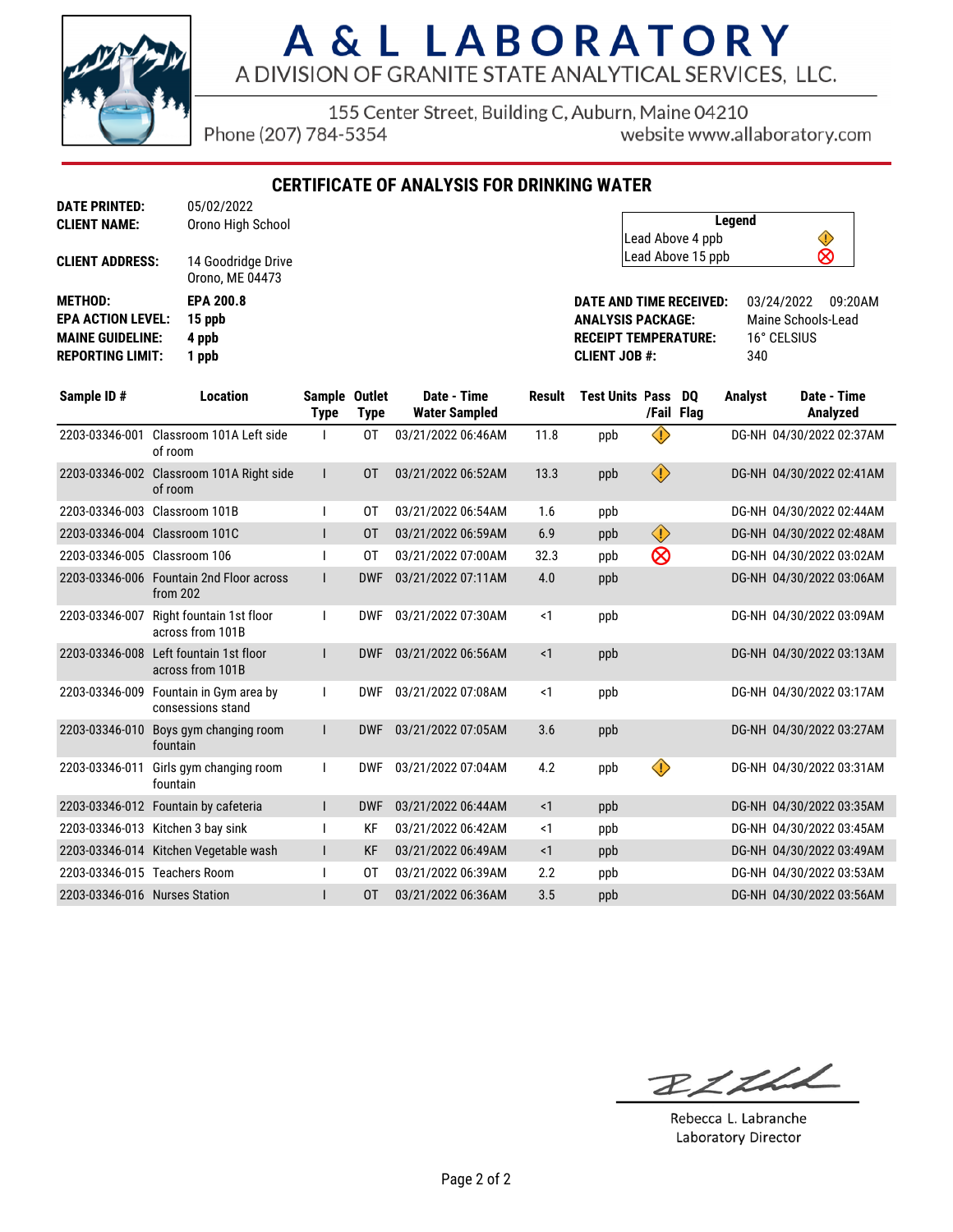# A & L LABORATORY

A DIVISION OF GRANITE STATE ANALYTICAL SERVICES, LLC.

155 Center Street, Building C, Auburn, Maine 04210
Phone (207) 784-5354 website www.allaboratory.com

## CERTIFICATE OF ANALYSIS FOR DRINKING WATER

**DATE PRINTED:** 05/02/2022
**CLIENT NAME:** Orono High School
**CLIENT ADDRESS:** 14 Goodridge Drive, Orono, ME 04473

**METHOD:** EPA 200.8
**EPA ACTION LEVEL:** 15 ppb
**MAINE GUIDELINE:** 4 ppb
**REPORTING LIMIT:** 1 ppb

| Legend | |
|---|---|
| Lead Above 4 ppb | ⚠ |
| Lead Above 15 ppb | ⊗ |

**DATE AND TIME RECEIVED:** 03/24/2022 09:20AM
**ANALYSIS PACKAGE:** Maine Schools-Lead
**RECEIPT TEMPERATURE:** 16° CELSIUS
**CLIENT JOB #:** 340

| Sample ID # | Location | Sample Type | Outlet Type | Date - Time Water Sampled | Result | Test Units | Pass /Fail | DQ Flag | Analyst | Date - Time Analyzed |
|---|---|---|---|---|---|---|---|---|---|---|
| 2203-03346-001 | Classroom 101A Left side of room | I | OT | 03/21/2022 06:46AM | 11.8 | ppb | ⚠ | | DG-NH | 04/30/2022 02:37AM |
| 2203-03346-002 | Classroom 101A Right side of room | I | OT | 03/21/2022 06:52AM | 13.3 | ppb | ⚠ | | DG-NH | 04/30/2022 02:41AM |
| 2203-03346-003 | Classroom 101B | I | OT | 03/21/2022 06:54AM | 1.6 | ppb | | | DG-NH | 04/30/2022 02:44AM |
| 2203-03346-004 | Classroom 101C | I | OT | 03/21/2022 06:59AM | 6.9 | ppb | ⚠ | | DG-NH | 04/30/2022 02:48AM |
| 2203-03346-005 | Classroom 106 | I | OT | 03/21/2022 07:00AM | 32.3 | ppb | ⊗ | | DG-NH | 04/30/2022 03:02AM |
| 2203-03346-006 | Fountain 2nd Floor across from 202 | I | DWF | 03/21/2022 07:11AM | 4.0 | ppb | | | DG-NH | 04/30/2022 03:06AM |
| 2203-03346-007 | Right fountain 1st floor across from 101B | I | DWF | 03/21/2022 07:30AM | <1 | ppb | | | DG-NH | 04/30/2022 03:09AM |
| 2203-03346-008 | Left fountain 1st floor across from 101B | I | DWF | 03/21/2022 06:56AM | <1 | ppb | | | DG-NH | 04/30/2022 03:13AM |
| 2203-03346-009 | Fountain in Gym area by consessions stand | I | DWF | 03/21/2022 07:08AM | <1 | ppb | | | DG-NH | 04/30/2022 03:17AM |
| 2203-03346-010 | Boys gym changing room fountain | I | DWF | 03/21/2022 07:05AM | 3.6 | ppb | | | DG-NH | 04/30/2022 03:27AM |
| 2203-03346-011 | Girls gym changing room fountain | I | DWF | 03/21/2022 07:04AM | 4.2 | ppb | ⚠ | | DG-NH | 04/30/2022 03:31AM |
| 2203-03346-012 | Fountain by cafeteria | I | DWF | 03/21/2022 06:44AM | <1 | ppb | | | DG-NH | 04/30/2022 03:35AM |
| 2203-03346-013 | Kitchen 3 bay sink | I | KF | 03/21/2022 06:42AM | <1 | ppb | | | DG-NH | 04/30/2022 03:45AM |
| 2203-03346-014 | Kitchen Vegetable wash | I | KF | 03/21/2022 06:49AM | <1 | ppb | | | DG-NH | 04/30/2022 03:49AM |
| 2203-03346-015 | Teachers Room | I | OT | 03/21/2022 06:39AM | 2.2 | ppb | | | DG-NH | 04/30/2022 03:53AM |
| 2203-03346-016 | Nurses Station | I | OT | 03/21/2022 06:36AM | 3.5 | ppb | | | DG-NH | 04/30/2022 03:56AM |

Rebecca L. Labranche
Laboratory Director